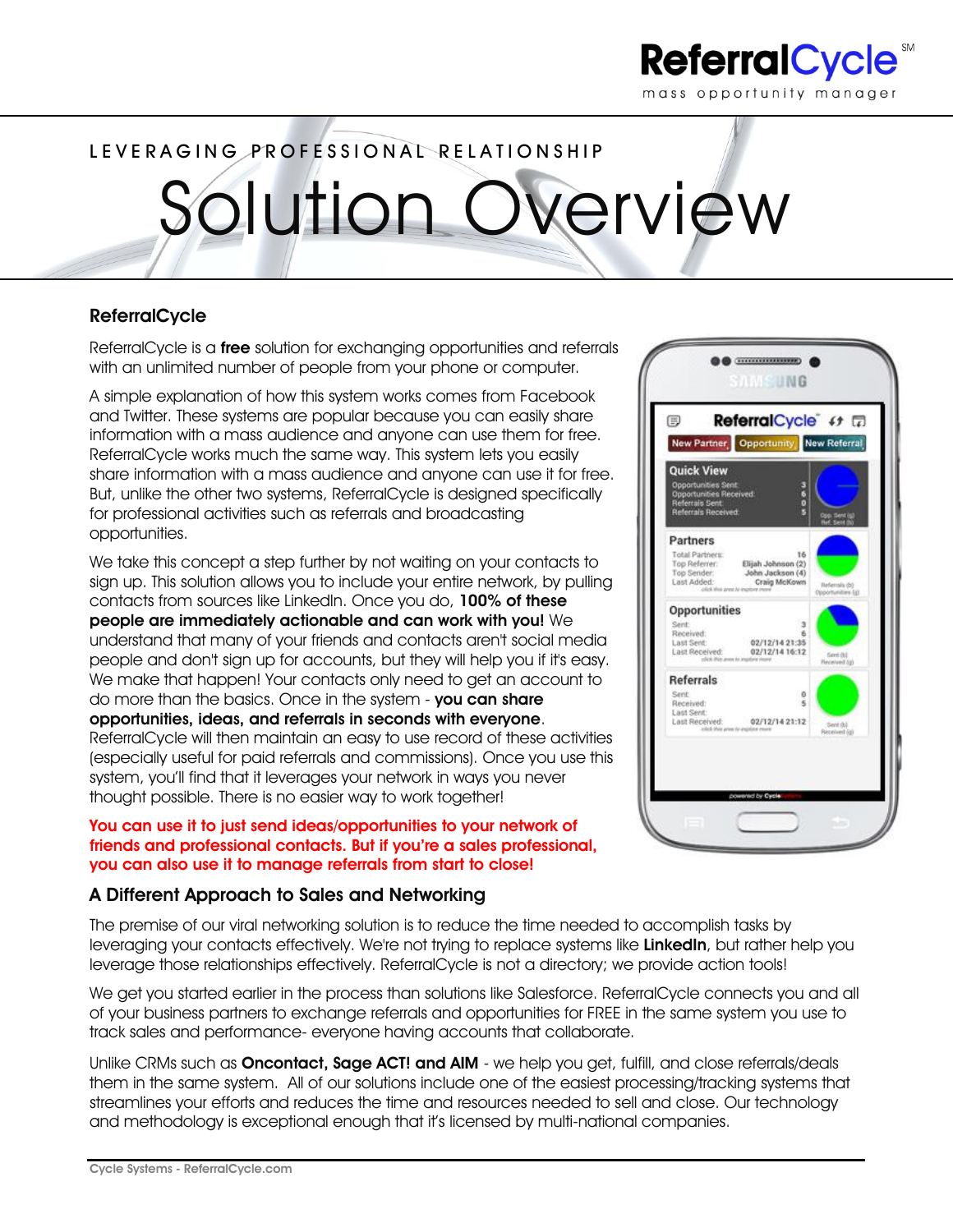ReferralCycle℠

mass opportunity manager

LEVERAGING PROFESSIONAL RELATIONSHIP

# Solution Overview

## ReferralCycle

ReferralCycle is a **free** solution for exchanging opportunities and referrals with an unlimited number of people from your phone or computer.

A simple explanation of how this system works comes from Facebook and Twitter. These systems are popular because you can easily share information with a mass audience and anyone can use them for free. ReferralCycle works much the same way. This system lets you easily share information with a mass audience and anyone can use it for free. But, unlike the other two systems, ReferralCycle is designed specifically for professional activities such as referrals and broadcasting opportunities.

We take this concept a step further by not waiting on your contacts to sign up. This solution allows you to include your entire network, by pulling contacts from sources like LinkedIn. Once you do, **100% of these people are immediately actionable and can work with you!** We understand that many of your friends and contacts aren't social media people and don't sign up for accounts, but they will help you if it's easy. We make that happen! Your contacts only need to get an account to do more than the basics. Once in the system - **you can share opportunities, ideas, and referrals in seconds with everyone**. ReferralCycle will then maintain an easy to use record of these activities (especially useful for paid referrals and commissions). Once you use this system, you'll find that it leverages your network in ways you never thought possible. There is no easier way to work together!

**You can use it to just send ideas/opportunities to your network of friends and professional contacts. But if you're a sales professional, you can also use it to manage referrals from start to close!**

## A Different Approach to Sales and Networking

The premise of our viral networking solution is to reduce the time needed to accomplish tasks by leveraging your contacts effectively. We're not trying to replace systems like **LinkedIn**, but rather help you leverage those relationships effectively. ReferralCycle is not a directory; we provide action tools!

We get you started earlier in the process than solutions like Salesforce. ReferralCycle connects you and all of your business partners to exchange referrals and opportunities for FREE in the same system you use to track sales and performance- everyone having accounts that collaborate.

Unlike CRMs such as **Oncontact, Sage ACT! and AIM** - we help you get, fulfill, and close referrals/deals them in the same system. All of our solutions include one of the easiest processing/tracking systems that streamlines your efforts and reduces the time and resources needed to sell and close. Our technology and methodology is exceptional enough that it's licensed by multi-national companies.

Cycle Systems - ReferralCycle.com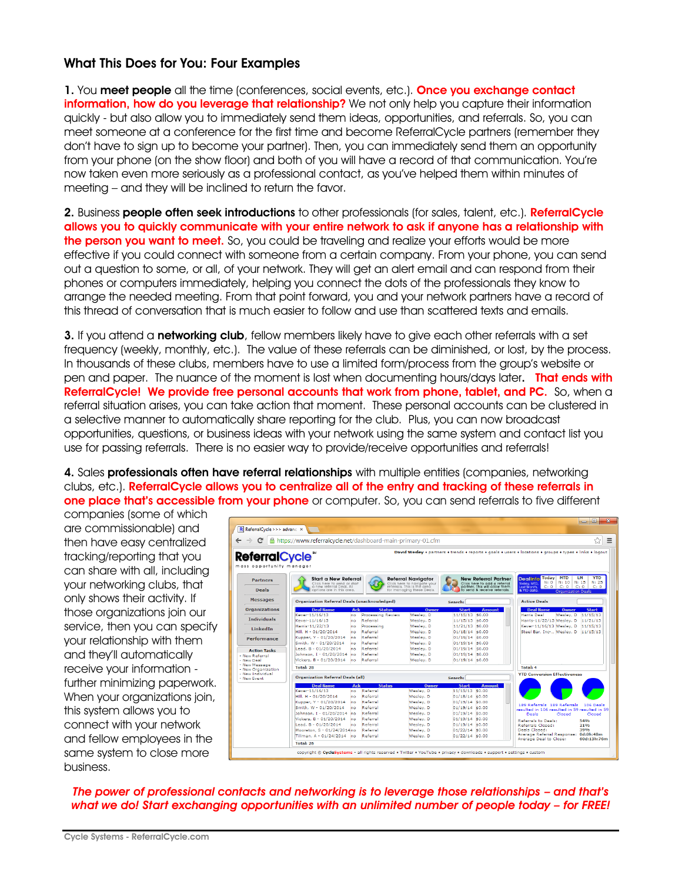## What This Does for You: Four Examples

**1.** You **meet people** all the time (conferences, social events, etc.). **Once you exchange contact information, how do you leverage that relationship?** We not only help you capture their information quickly - but also allow you to immediately send them ideas, opportunities, and referrals. So, you can meet someone at a conference for the first time and become ReferralCycle partners (remember they don't have to sign up to become your partner). Then, you can immediately send them an opportunity from your phone (on the show floor) and both of you will have a record of that communication. You're now taken even more seriously as a professional contact, as you've helped them within minutes of meeting – and they will be inclined to return the favor.

**2.** Business **people often seek introductions** to other professionals (for sales, talent, etc.). **ReferralCycle allows you to quickly communicate with your entire network to ask if anyone has a relationship with the person you want to meet.** So, you could be traveling and realize your efforts would be more effective if you could connect with someone from a certain company. From your phone, you can send out a question to some, or all, of your network. They will get an alert email and can respond from their phones or computers immediately, helping you connect the dots of the professionals they know to arrange the needed meeting. From that point forward, you and your network partners have a record of this thread of conversation that is much easier to follow and use than scattered texts and emails.

**3.** If you attend a **networking club**, fellow members likely have to give each other referrals with a set frequency (weekly, monthly, etc.). The value of these referrals can be diminished, or lost, by the process. In thousands of these clubs, members have to use a limited form/process from the group's website or pen and paper. The nuance of the moment is lost when documenting hours/days later. **That ends with ReferralCycle! We provide free personal accounts that work from phone, tablet, and PC.** So, when a referral situation arises, you can take action that moment. These personal accounts can be clustered in a selective manner to automatically share reporting for the club. Plus, you can now broadcast opportunities, questions, or business ideas with your network using the same system and contact list you use for passing referrals. There is no easier way to provide/receive opportunities and referrals!

**4.** Sales **professionals often have referral relationships** with multiple entities (companies, networking clubs, etc.). **ReferralCycle allows you to centralize all of the entry and tracking of these referrals in one place that's accessible from your phone** or computer. So, you can send referrals to five different companies (some of which are commissionable) and then have easy centralized tracking/reporting that you can share with all, including your networking clubs, that only shows their activity. If those organizations join our service, then you can specify your relationship with them and they'll automatically receive your information - further minimizing paperwork. When your organizations join, this system allows you to connect with your network and fellow employees in the same system to close more business.

***The power of professional contacts and networking is to leverage those relationships – and that's what we do! Start exchanging opportunities with an unlimited number of people today – for FREE!***